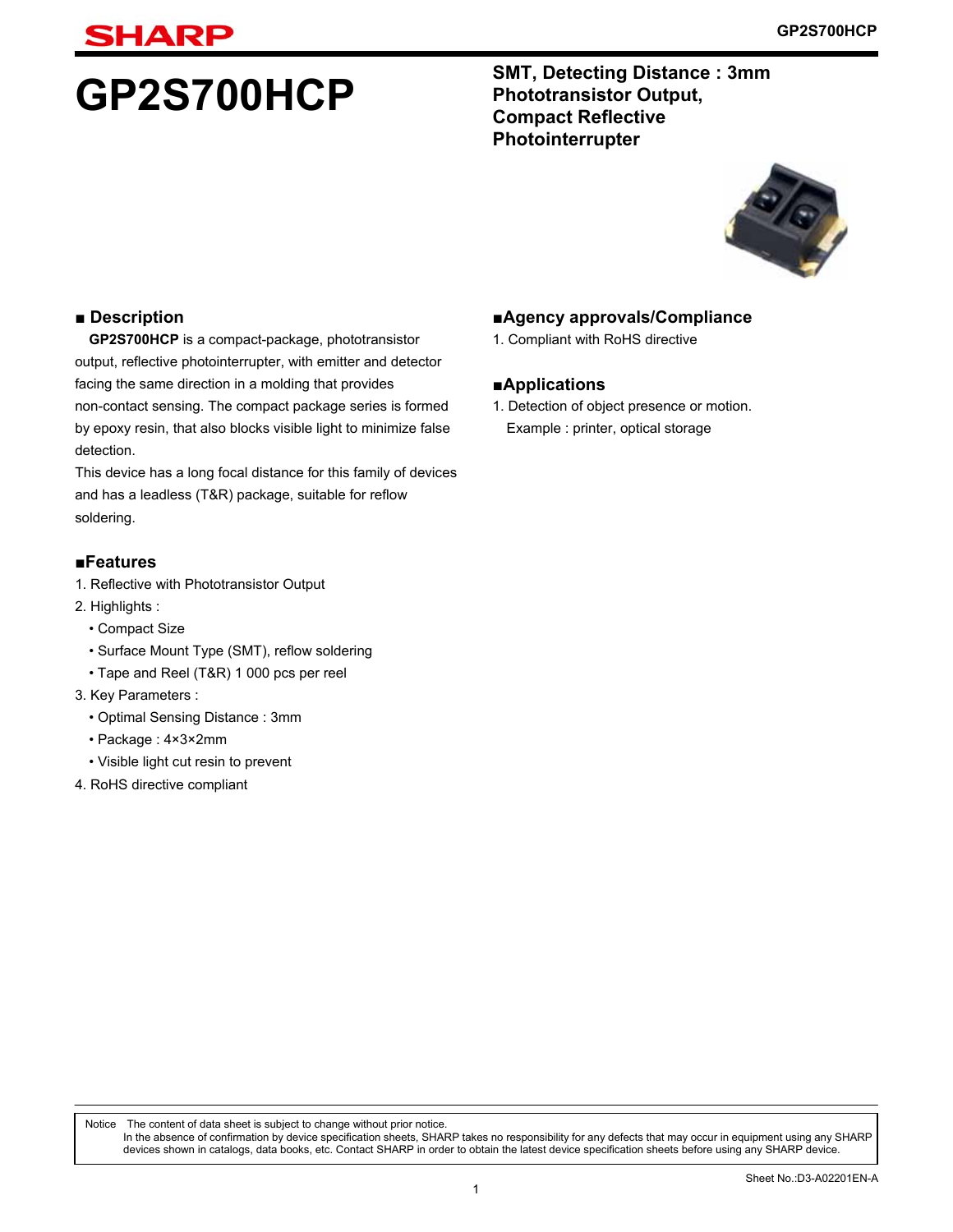# GP2S700HCP

**SMT, Detecting Distance : 3mm Phototransistor Output, Compact Reflective Photointerrupter**

## ■ Description

**GP2S700HCP** is a compact-package, phototransistor output, reflective photointerrupter, with emitter and detector facing the same direction in a molding that provides non-contact sensing. The compact package series is formed by epoxy resin, that also blocks visible light to minimize false detection.

This device has a long focal distance for this family of devices and has a leadless (T&R) package, suitable for reflow soldering.

## ■Features

1. Reflective with Phototransistor Output
2. Highlights :
   - Compact Size
   - Surface Mount Type (SMT), reflow soldering
   - Tape and Reel (T&R) 1 000 pcs per reel
3. Key Parameters :
   - Optimal Sensing Distance : 3mm
   - Package : 4×3×2mm
   - Visible light cut resin to prevent
4. RoHS directive compliant

## ■Agency approvals/Compliance

1. Compliant with RoHS directive

## ■Applications

1. Detection of object presence or motion.
   Example : printer, optical storage

Notice The content of data sheet is subject to change without prior notice.
In the absence of confirmation by device specification sheets, SHARP takes no responsibility for any defects that may occur in equipment using any SHARP devices shown in catalogs, data books, etc. Contact SHARP in order to obtain the latest device specification sheets before using any SHARP device.

Sheet No.:D3-A02201EN-A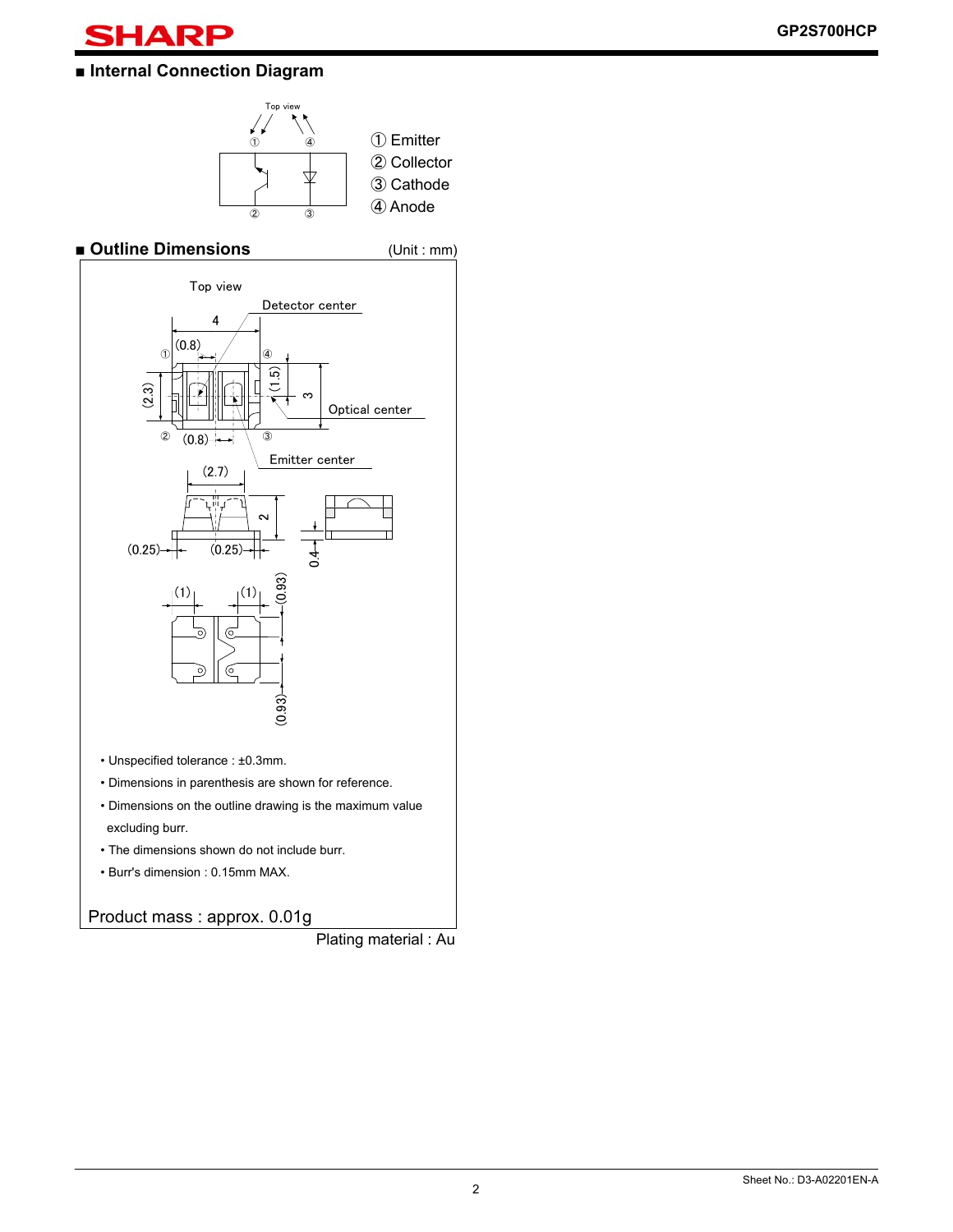## ■ Internal Connection Diagram

① Emitter
② Collector
③ Cathode
④ Anode

## ■ Outline Dimensions

(Unit : mm)

- Unspecified tolerance : ±0.3mm.
- Dimensions in parenthesis are shown for reference.
- Dimensions on the outline drawing is the maximum value excluding burr.
- The dimensions shown do not include burr.
- Burr's dimension : 0.15mm MAX.

Product mass : approx. 0.01g

Plating material : Au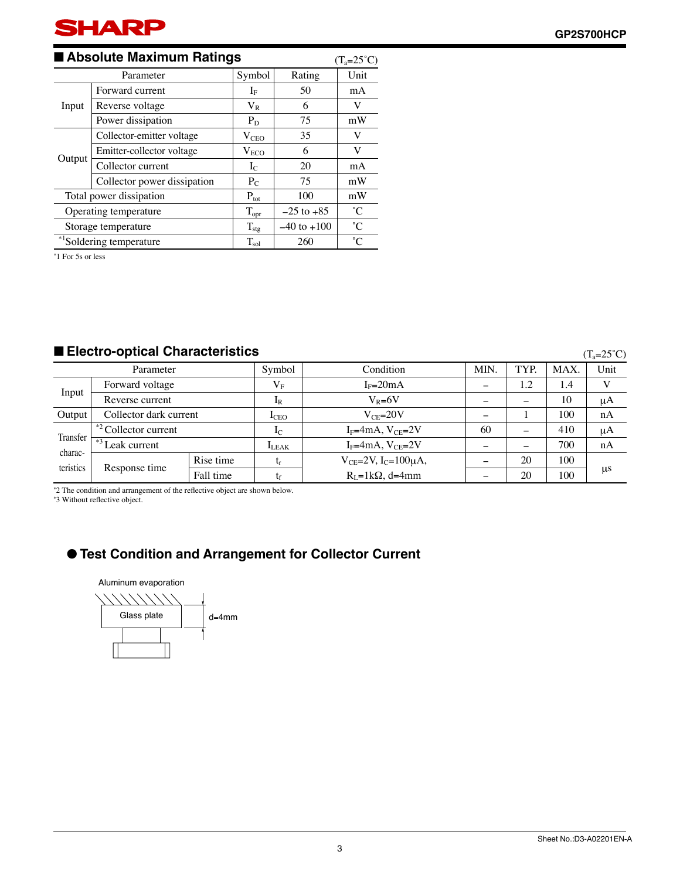## ■ Absolute Maximum Ratings

($T_a$=25˚C)

| Parameter | | Symbol | Rating | Unit |
|---|---|---|---|---|
| Input | Forward current | $I_F$ | 50 | mA |
| | Reverse voltage | $V_R$ | 6 | V |
| | Power dissipation | $P_D$ | 75 | mW |
| Output | Collector-emitter voltage | $V_{CEO}$ | 35 | V |
| | Emitter-collector voltage | $V_{ECO}$ | 6 | V |
| | Collector current | $I_C$ | 20 | mA |
| | Collector power dissipation | $P_C$ | 75 | mW |
| Total power dissipation | | $P_{tot}$ | 100 | mW |
| Operating temperature | | $T_{opr}$ | −25 to +85 | ˚C |
| Storage temperature | | $T_{stg}$ | −40 to +100 | ˚C |
| *1Soldering temperature | | $T_{sol}$ | 260 | ˚C |

*1 For 5s or less

## ■ Electro-optical Characteristics

($T_a$=25˚C)

| Parameter | | | Symbol | Condition | MIN. | TYP. | MAX. | Unit |
|---|---|---|---|---|---|---|---|---|
| Input | Forward voltage | | $V_F$ | $I_F$=20mA | − | 1.2 | 1.4 | V |
| | Reverse current | | $I_R$ | $V_R$=6V | − | − | 10 | μA |
| Output | Collector dark current | | $I_{CEO}$ | $V_{CE}$=20V | − | 1 | 100 | nA |
| Transfer charac-teristics | *2 Collector current | | $I_C$ | $I_F$=4mA, $V_{CE}$=2V | 60 | − | 410 | μA |
| | *3 Leak current | | $I_{LEAK}$ | $I_F$=4mA, $V_{CE}$=2V | − | − | 700 | nA |
| | Response time | Rise time | $t_r$ | $V_{CE}$=2V, $I_C$=100μA, | − | 20 | 100 | μs |
| | | Fall time | $t_f$ | $R_L$=1kΩ, d=4mm | − | 20 | 100 | |

*2 The condition and arrangement of the reflective object are shown below.
*3 Without reflective object.

### ● Test Condition and Arrangement for Collector Current

Aluminum evaporation

Glass plate

d=4mm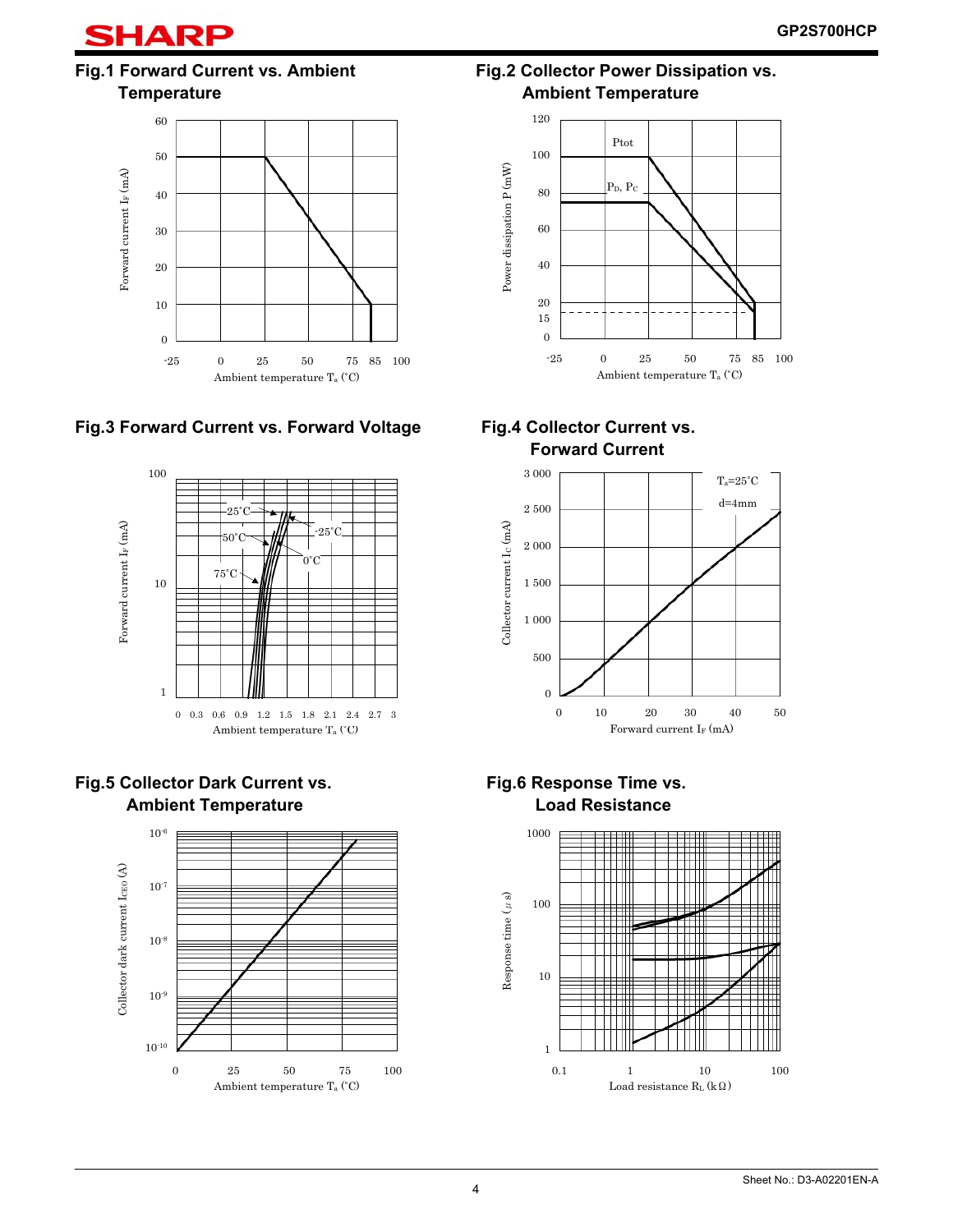### Fig.1 Forward Current vs. Ambient Temperature

Forward current $I_F$ (mA)

Ambient temperature $T_a$ (°C)

### Fig.2 Collector Power Dissipation vs. Ambient Temperature

Ptot

$P_D$, $P_C$

Power dissipation P (mW)

Ambient temperature $T_a$ (°C)

### Fig.3 Forward Current vs. Forward Voltage

25°C, -25°C, 50°C, 0°C, 75°C

Forward current $I_F$ (mA)

Ambient temperature $T_a$ (°C)

### Fig.4 Collector Current vs. Forward Current

$T_a$=25°C

d=4mm

Collector current $I_C$ (mA)

Forward current $I_F$ (mA)

### Fig.5 Collector Dark Current vs. Ambient Temperature

Collector dark current $I_{CEO}$ (A)

Ambient temperature $T_a$ (°C)

### Fig.6 Response Time vs. Load Resistance

Response time (μs)

Load resistance $R_L$ (kΩ)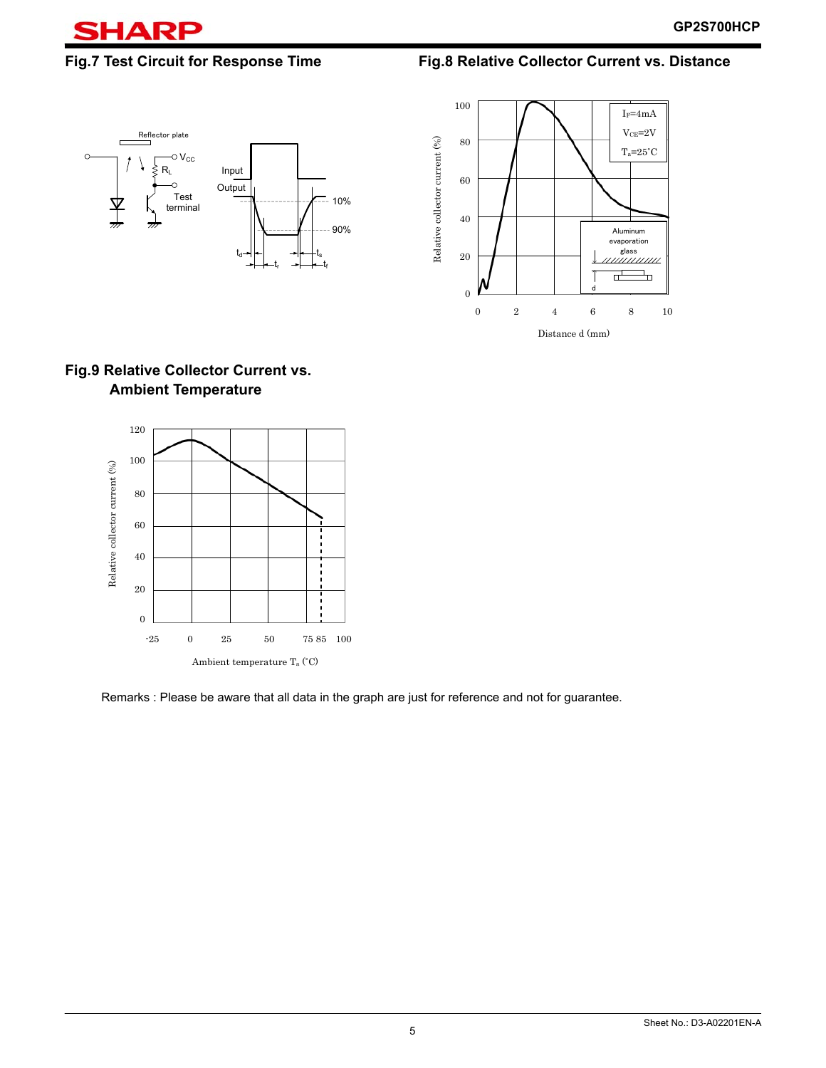## Fig.7 Test Circuit for Response Time

## Fig.8 Relative Collector Current vs. Distance

## Fig.9 Relative Collector Current vs. Ambient Temperature

Remarks : Please be aware that all data in the graph are just for reference and not for guarantee.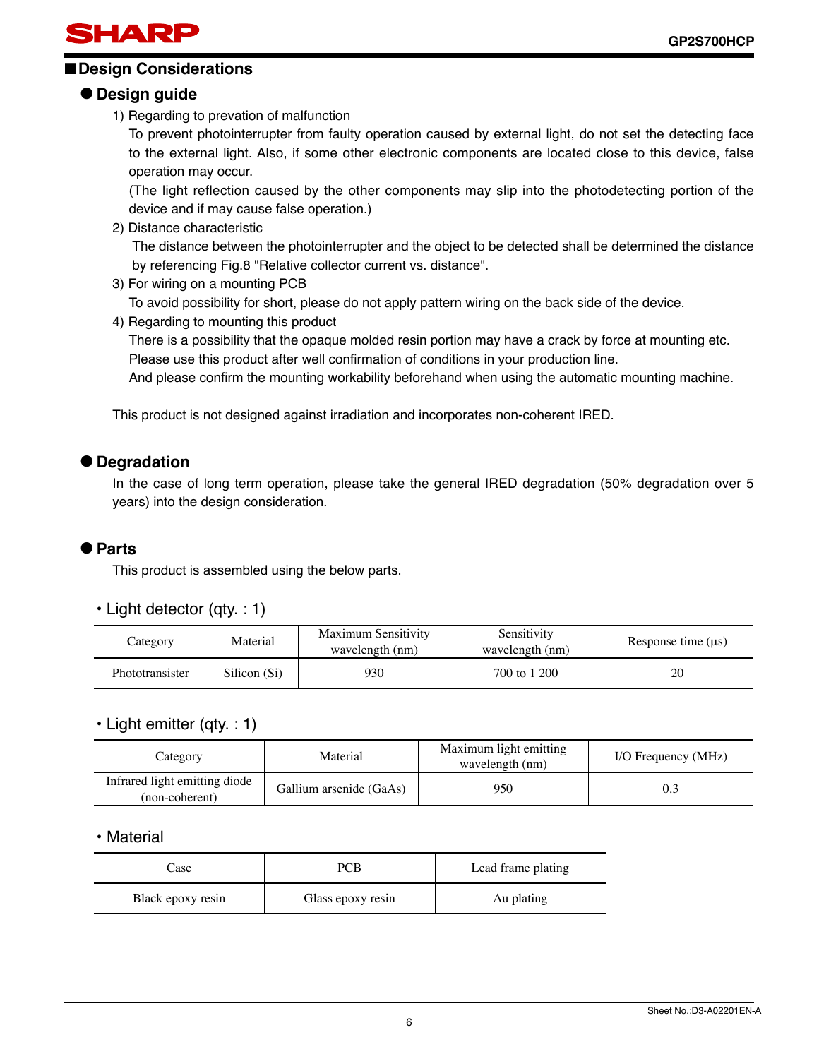## ■Design Considerations

### ● Design guide

1) Regarding to prevation of malfunction

To prevent photointerrupter from faulty operation caused by external light, do not set the detecting face to the external light. Also, if some other electronic components are located close to this device, false operation may occur.

(The light reflection caused by the other components may slip into the photodetecting portion of the device and if may cause false operation.)

2) Distance characteristic

The distance between the photointerrupter and the object to be detected shall be determined the distance by referencing Fig.8 "Relative collector current vs. distance".

3) For wiring on a mounting PCB

To avoid possibility for short, please do not apply pattern wiring on the back side of the device.

4) Regarding to mounting this product

There is a possibility that the opaque molded resin portion may have a crack by force at mounting etc. Please use this product after well confirmation of conditions in your production line.

And please confirm the mounting workability beforehand when using the automatic mounting machine.

This product is not designed against irradiation and incorporates non-coherent IRED.

### ● Degradation

In the case of long term operation, please take the general IRED degradation (50% degradation over 5 years) into the design consideration.

### ● Parts

This product is assembled using the below parts.

・Light detector (qty. : 1)

| Category | Material | Maximum Sensitivity wavelength (nm) | Sensitivity wavelength (nm) | Response time (μs) |
|---|---|---|---|---|
| Phototransister | Silicon (Si) | 930 | 700 to 1 200 | 20 |

・Light emitter (qty. : 1)

| Category | Material | Maximum light emitting wavelength (nm) | I/O Frequency (MHz) |
|---|---|---|---|
| Infrared light emitting diode (non-coherent) | Gallium arsenide (GaAs) | 950 | 0.3 |

・Material

| Case | PCB | Lead frame plating |
|---|---|---|
| Black epoxy resin | Glass epoxy resin | Au plating |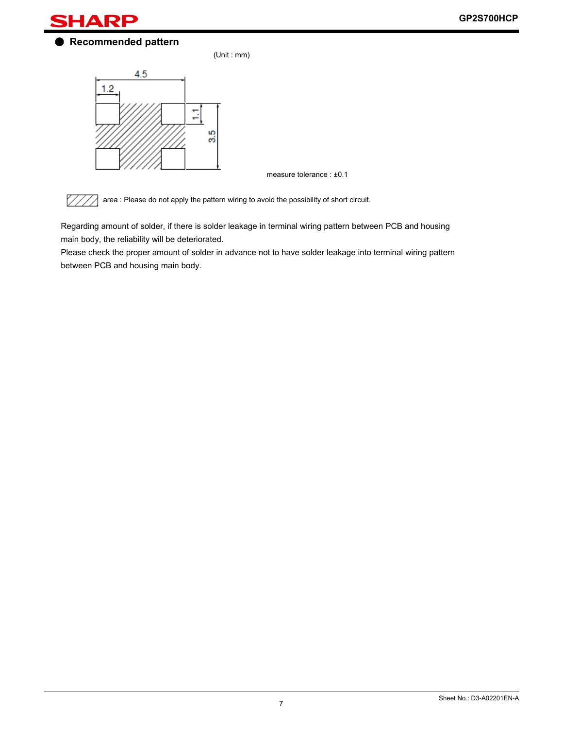## ● Recommended pattern

(Unit : mm)

4.5

1.2

1.1

3.5

measure tolerance : ±0.1

area : Please do not apply the pattern wiring to avoid the possibility of short circuit.

Regarding amount of solder, if there is solder leakage in terminal wiring pattern between PCB and housing main body, the reliability will be deteriorated.
Please check the proper amount of solder in advance not to have solder leakage into terminal wiring pattern between PCB and housing main body.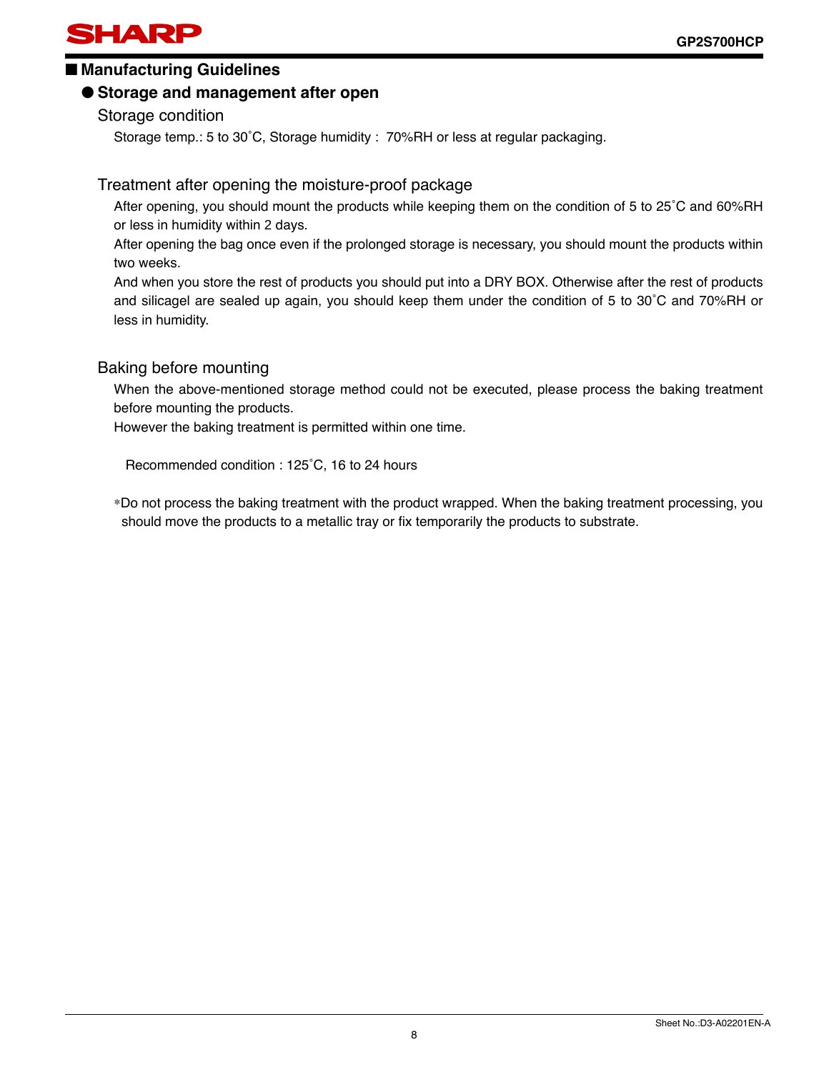## ■ Manufacturing Guidelines

### ● Storage and management after open

Storage condition

Storage temp.: 5 to 30˚C, Storage humidity : 70%RH or less at regular packaging.

Treatment after opening the moisture-proof package

After opening, you should mount the products while keeping them on the condition of 5 to 25˚C and 60%RH or less in humidity within 2 days.

After opening the bag once even if the prolonged storage is necessary, you should mount the products within two weeks.

And when you store the rest of products you should put into a DRY BOX. Otherwise after the rest of products and silicagel are sealed up again, you should keep them under the condition of 5 to 30˚C and 70%RH or less in humidity.

Baking before mounting

When the above-mentioned storage method could not be executed, please process the baking treatment before mounting the products.

However the baking treatment is permitted within one time.

Recommended condition : 125˚C, 16 to 24 hours

*Do not process the baking treatment with the product wrapped. When the baking treatment processing, you should move the products to a metallic tray or fix temporarily the products to substrate.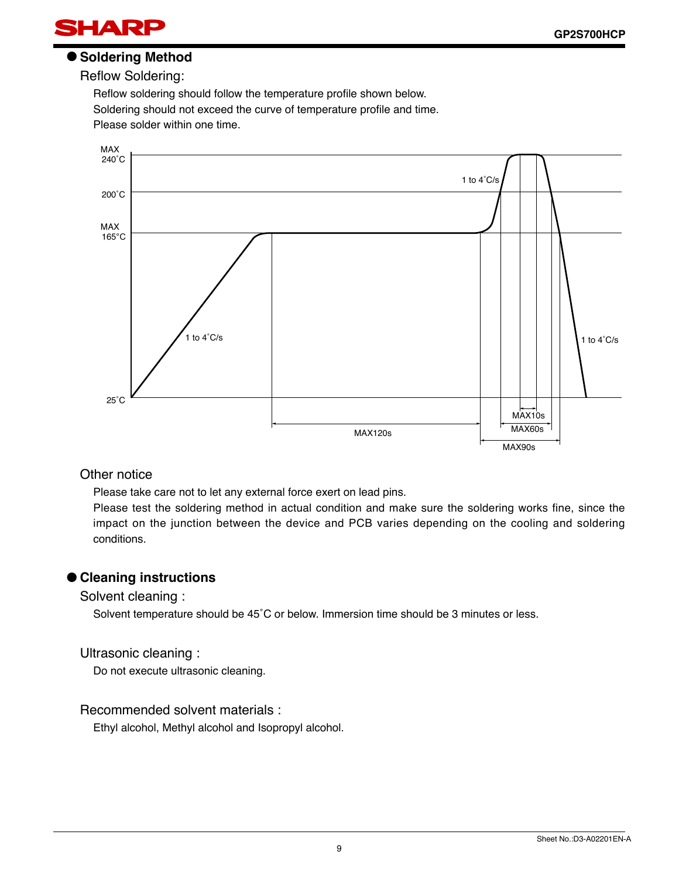## ● Soldering Method

### Reflow Soldering:

Reflow soldering should follow the temperature profile shown below.
Soldering should not exceed the curve of temperature profile and time.
Please solder within one time.

MAX 240˚C
200˚C
MAX 165°C
25˚C
1 to 4˚C/s
1 to 4˚C/s
1 to 4˚C/s
MAX120s
MAX10s
MAX60s
MAX90s

### Other notice

Please take care not to let any external force exert on lead pins.
Please test the soldering method in actual condition and make sure the soldering works fine, since the impact on the junction between the device and PCB varies depending on the cooling and soldering conditions.

## ● Cleaning instructions

### Solvent cleaning :

Solvent temperature should be 45˚C or below. Immersion time should be 3 minutes or less.

### Ultrasonic cleaning :

Do not execute ultrasonic cleaning.

### Recommended solvent materials :

Ethyl alcohol, Methyl alcohol and Isopropyl alcohol.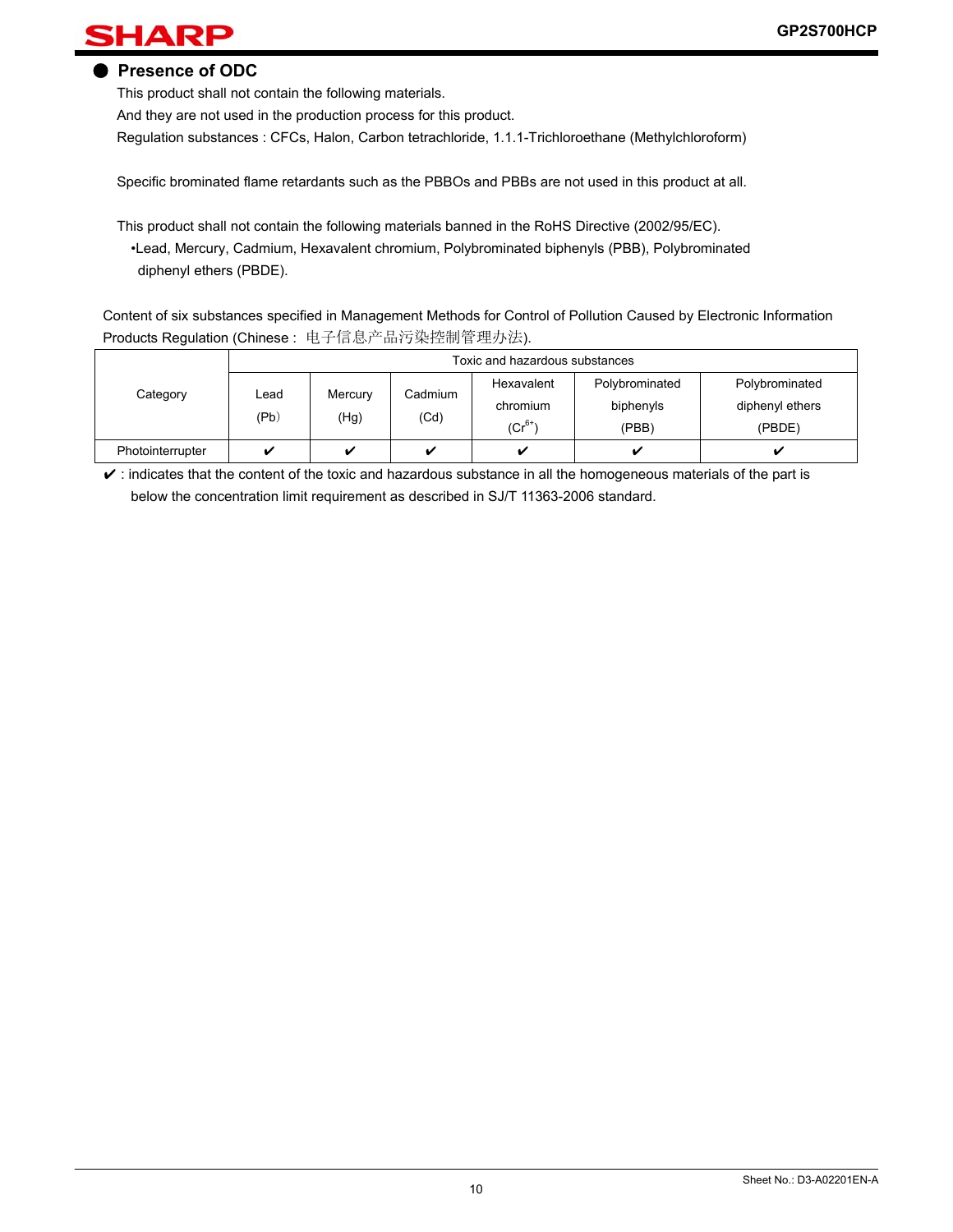## Presence of ODC

This product shall not contain the following materials.
And they are not used in the production process for this product.
Regulation substances : CFCs, Halon, Carbon tetrachloride, 1.1.1-Trichloroethane (Methylchloroform)

Specific brominated flame retardants such as the PBBOs and PBBs are not used in this product at all.

This product shall not contain the following materials banned in the RoHS Directive (2002/95/EC).
•Lead, Mercury, Cadmium, Hexavalent chromium, Polybrominated biphenyls (PBB), Polybrominated diphenyl ethers (PBDE).

Content of six substances specified in Management Methods for Control of Pollution Caused by Electronic Information Products Regulation (Chinese : 电子信息产品污染控制管理办法).

| Category | Toxic and hazardous substances | | | | | |
|---|---|---|---|---|---|---|
| | Lead (Pb) | Mercury (Hg) | Cadmium (Cd) | Hexavalent chromium ($Cr^{6+}$) | Polybrominated biphenyls (PBB) | Polybrominated diphenyl ethers (PBDE) |
| Photointerrupter | ✔ | ✔ | ✔ | ✔ | ✔ | ✔ |

✔ : indicates that the content of the toxic and hazardous substance in all the homogeneous materials of the part is below the concentration limit requirement as described in SJ/T 11363-2006 standard.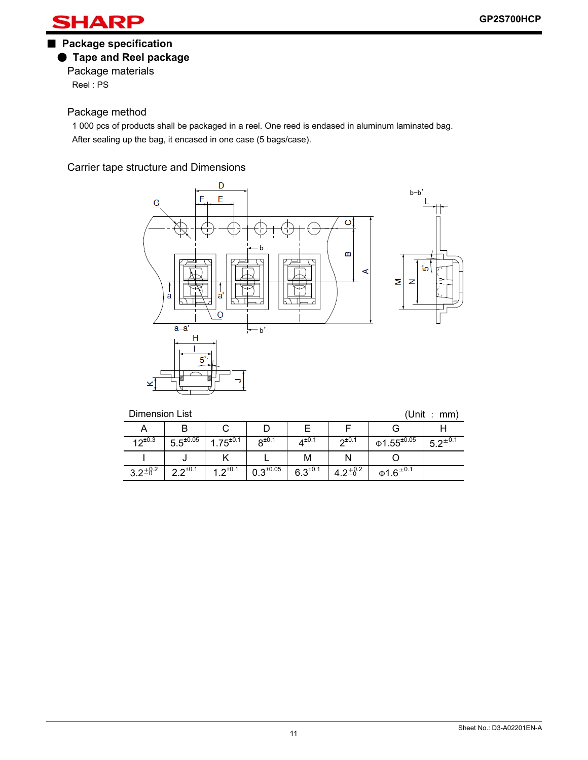## Package specification

### Tape and Reel package

Package materials

Reel : PS

Package method

1 000 pcs of products shall be packaged in a reel. One reed is endased in aluminum laminated bag.

After sealing up the bag, it encased in one case (5 bags/case).

Carrier tape structure and Dimensions

Dimension List (Unit : mm)

| A | B | C | D | E | F | G | H |
|---|---|---|---|---|---|---|---|
| $12^{\pm0.3}$ | $5.5^{\pm0.05}$ | $1.75^{\pm0.1}$ | $8^{\pm0.1}$ | $4^{\pm0.1}$ | $2^{\pm0.1}$ | $\Phi1.55^{\pm0.05}$ | $5.2^{\pm0.1}$ |
| I | J | K | L | M | N | O | |
| $3.2^{+0.2}_{-0}$ | $2.2^{\pm0.1}$ | $1.2^{\pm0.1}$ | $0.3^{\pm0.05}$ | $6.3^{\pm0.1}$ | $4.2^{+0.2}_{-0}$ | $\Phi1.6^{\pm0.1}$ | |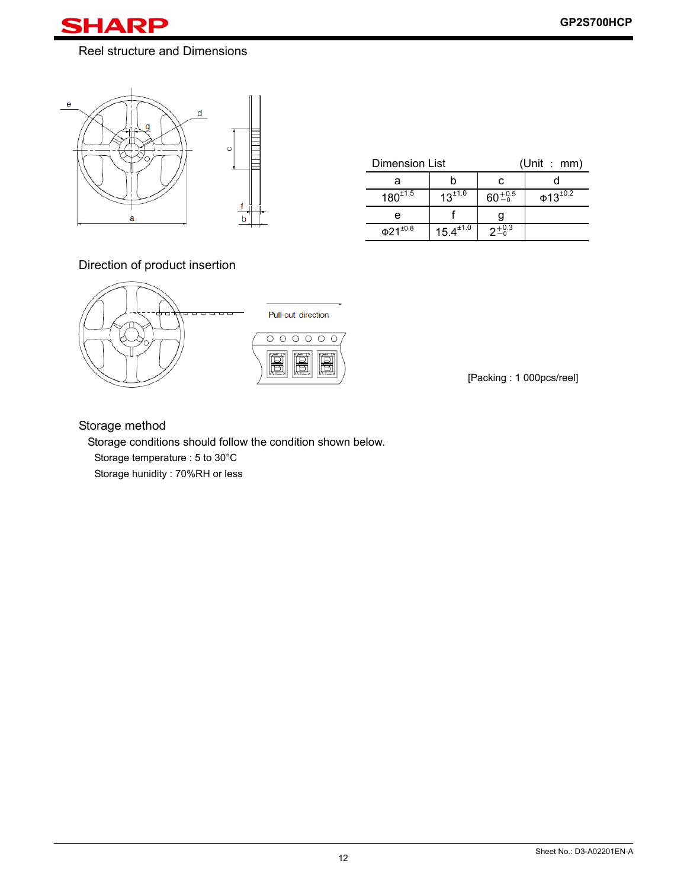## Reel structure and Dimensions

Dimension List (Unit : mm)

| a | b | c | d |
|---|---|---|---|
| $180^{\pm1.5}$ | $13^{\pm1.0}$ | $60^{+0.5}_{-0}$ | $\Phi13^{\pm0.2}$ |
| **e** | **f** | **g** | |
| $\Phi21^{\pm0.8}$ | $15.4^{\pm1.0}$ | $2^{+0.3}_{-0}$ | |

## Direction of product insertion

Pull-out direction

[Packing : 1 000pcs/reel]

## Storage method

Storage conditions should follow the condition shown below.

Storage temperature : 5 to 30°C

Storage hunidity : 70%RH or less

Sheet No.: D3-A02201EN-A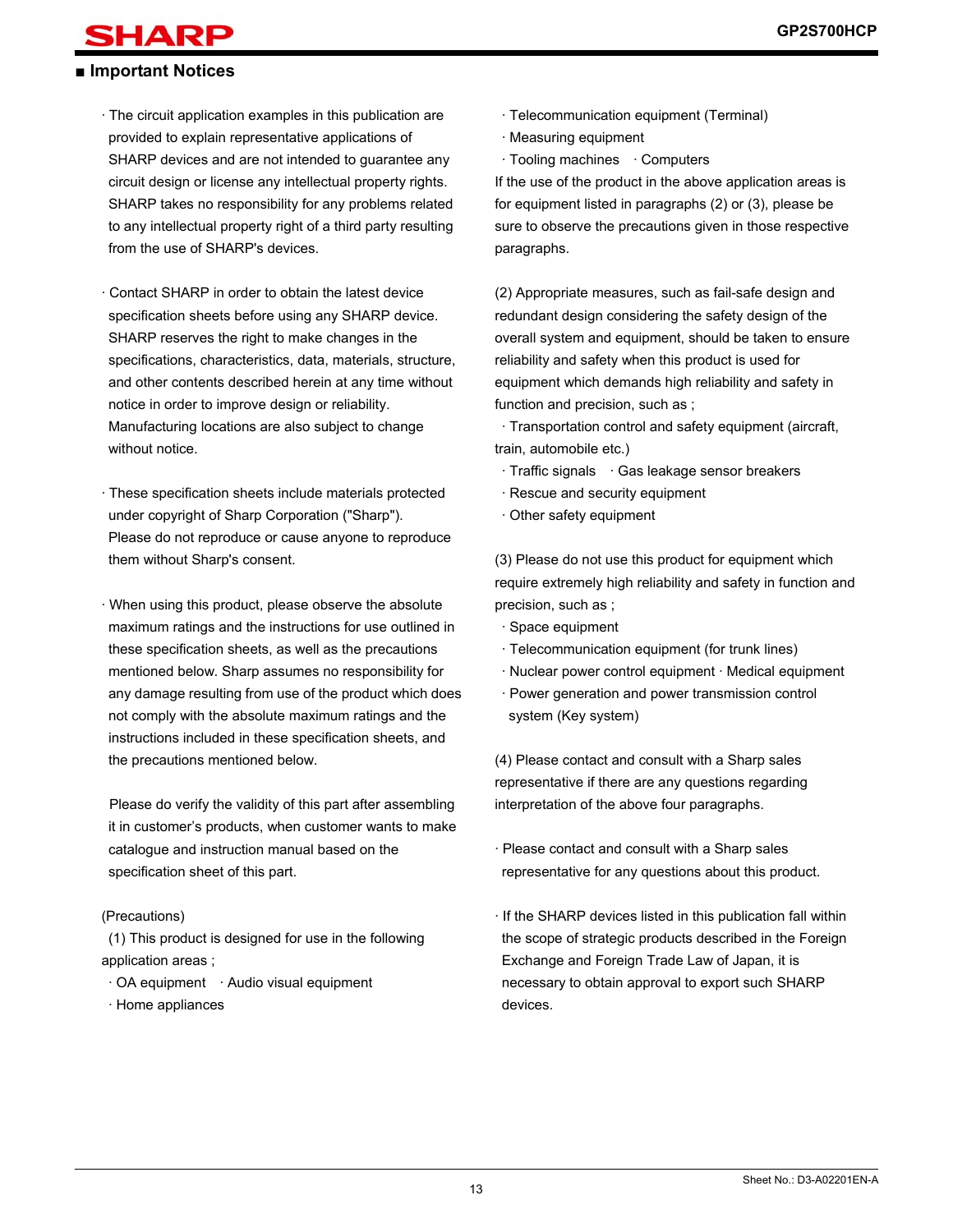## ■ Important Notices

· The circuit application examples in this publication are provided to explain representative applications of SHARP devices and are not intended to guarantee any circuit design or license any intellectual property rights. SHARP takes no responsibility for any problems related to any intellectual property right of a third party resulting from the use of SHARP's devices.

· Contact SHARP in order to obtain the latest device specification sheets before using any SHARP device. SHARP reserves the right to make changes in the specifications, characteristics, data, materials, structure, and other contents described herein at any time without notice in order to improve design or reliability. Manufacturing locations are also subject to change without notice.

· These specification sheets include materials protected under copyright of Sharp Corporation ("Sharp"). Please do not reproduce or cause anyone to reproduce them without Sharp's consent.

· When using this product, please observe the absolute maximum ratings and the instructions for use outlined in these specification sheets, as well as the precautions mentioned below. Sharp assumes no responsibility for any damage resulting from use of the product which does not comply with the absolute maximum ratings and the instructions included in these specification sheets, and the precautions mentioned below.

Please do verify the validity of this part after assembling it in customer's products, when customer wants to make catalogue and instruction manual based on the specification sheet of this part.

(Precautions)

(1) This product is designed for use in the following application areas ;

· OA equipment · Audio visual equipment
· Home appliances
· Telecommunication equipment (Terminal)
· Measuring equipment
· Tooling machines · Computers

If the use of the product in the above application areas is for equipment listed in paragraphs (2) or (3), please be sure to observe the precautions given in those respective paragraphs.

(2) Appropriate measures, such as fail-safe design and redundant design considering the safety design of the overall system and equipment, should be taken to ensure reliability and safety when this product is used for equipment which demands high reliability and safety in function and precision, such as ;

· Transportation control and safety equipment (aircraft, train, automobile etc.)
· Traffic signals · Gas leakage sensor breakers
· Rescue and security equipment
· Other safety equipment

(3) Please do not use this product for equipment which require extremely high reliability and safety in function and precision, such as ;

· Space equipment
· Telecommunication equipment (for trunk lines)
· Nuclear power control equipment · Medical equipment
· Power generation and power transmission control system (Key system)

(4) Please contact and consult with a Sharp sales representative if there are any questions regarding interpretation of the above four paragraphs.

· Please contact and consult with a Sharp sales representative for any questions about this product.

· If the SHARP devices listed in this publication fall within the scope of strategic products described in the Foreign Exchange and Foreign Trade Law of Japan, it is necessary to obtain approval to export such SHARP devices.